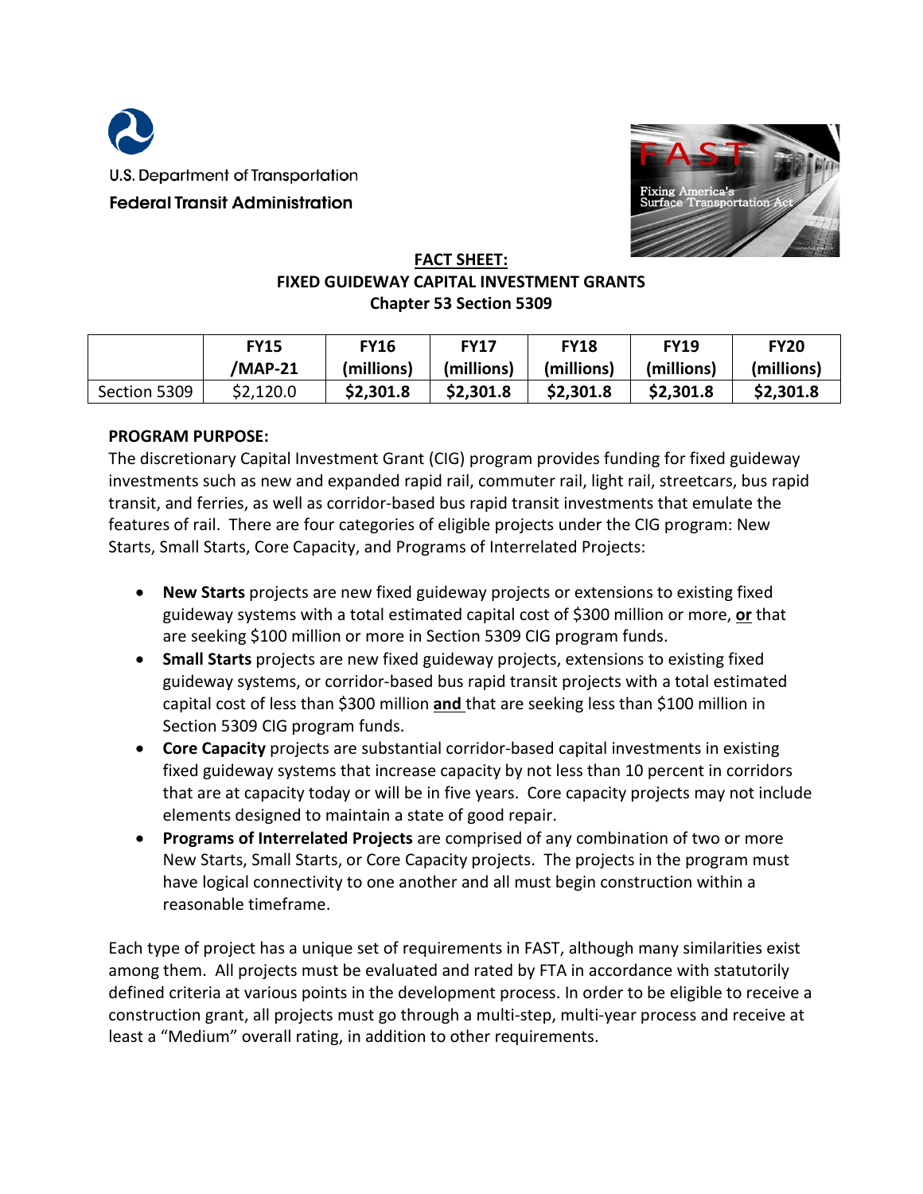U.S. Department of Transportation
**Federal Transit Administration**

# FACT SHEET:
## FIXED GUIDEWAY CAPITAL INVESTMENT GRANTS
## Chapter 53 Section 5309

| | FY15 /MAP-21 | FY16 (millions) | FY17 (millions) | FY18 (millions) | FY19 (millions) | FY20 (millions) |
|---|---|---|---|---|---|---|
| Section 5309 | $2,120.0 | **$2,301.8** | **$2,301.8** | **$2,301.8** | **$2,301.8** | **$2,301.8** |

**PROGRAM PURPOSE:**

The discretionary Capital Investment Grant (CIG) program provides funding for fixed guideway investments such as new and expanded rapid rail, commuter rail, light rail, streetcars, bus rapid transit, and ferries, as well as corridor-based bus rapid transit investments that emulate the features of rail. There are four categories of eligible projects under the CIG program: New Starts, Small Starts, Core Capacity, and Programs of Interrelated Projects:

- **New Starts** projects are new fixed guideway projects or extensions to existing fixed guideway systems with a total estimated capital cost of $300 million or more, **or** that are seeking $100 million or more in Section 5309 CIG program funds.
- **Small Starts** projects are new fixed guideway projects, extensions to existing fixed guideway systems, or corridor-based bus rapid transit projects with a total estimated capital cost of less than $300 million **and** that are seeking less than $100 million in Section 5309 CIG program funds.
- **Core Capacity** projects are substantial corridor-based capital investments in existing fixed guideway systems that increase capacity by not less than 10 percent in corridors that are at capacity today or will be in five years. Core capacity projects may not include elements designed to maintain a state of good repair.
- **Programs of Interrelated Projects** are comprised of any combination of two or more New Starts, Small Starts, or Core Capacity projects. The projects in the program must have logical connectivity to one another and all must begin construction within a reasonable timeframe.

Each type of project has a unique set of requirements in FAST, although many similarities exist among them. All projects must be evaluated and rated by FTA in accordance with statutorily defined criteria at various points in the development process. In order to be eligible to receive a construction grant, all projects must go through a multi-step, multi-year process and receive at least a "Medium" overall rating, in addition to other requirements.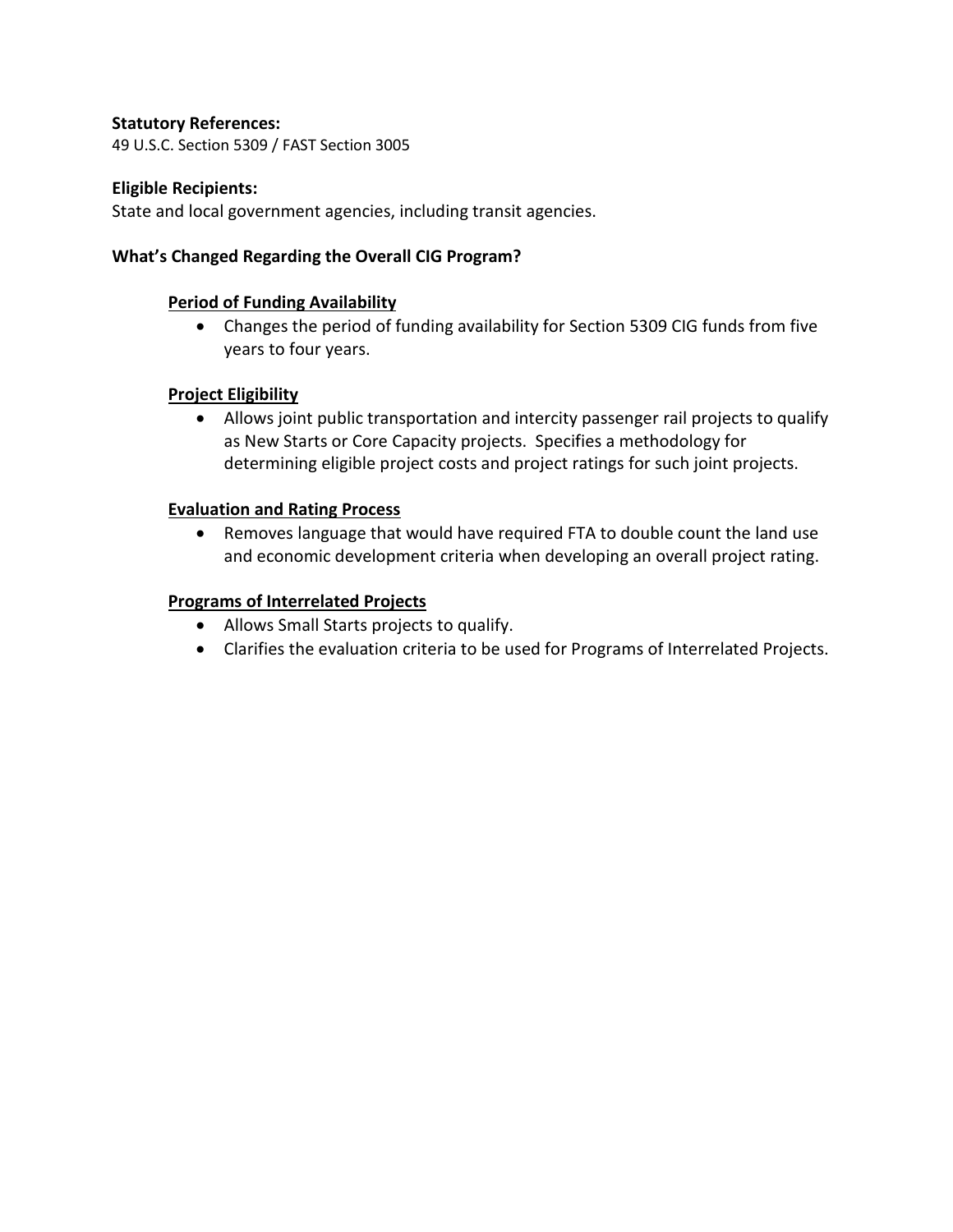**Statutory References:**
49 U.S.C. Section 5309 / FAST Section 3005

**Eligible Recipients:**
State and local government agencies, including transit agencies.

**What's Changed Regarding the Overall CIG Program?**

**Period of Funding Availability**

- Changes the period of funding availability for Section 5309 CIG funds from five years to four years.

**Project Eligibility**

- Allows joint public transportation and intercity passenger rail projects to qualify as New Starts or Core Capacity projects. Specifies a methodology for determining eligible project costs and project ratings for such joint projects.

**Evaluation and Rating Process**

- Removes language that would have required FTA to double count the land use and economic development criteria when developing an overall project rating.

**Programs of Interrelated Projects**

- Allows Small Starts projects to qualify.
- Clarifies the evaluation criteria to be used for Programs of Interrelated Projects.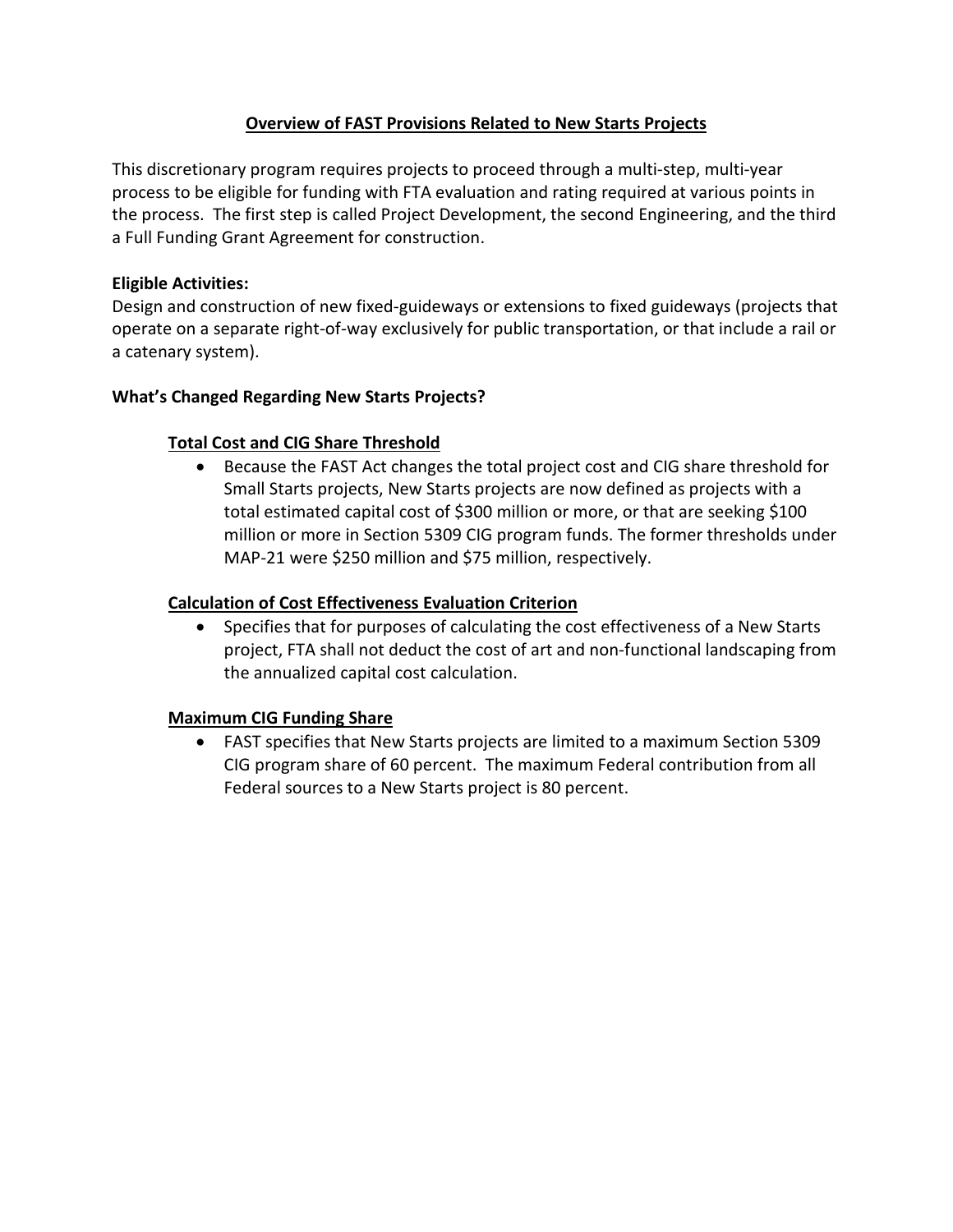## Overview of FAST Provisions Related to New Starts Projects

This discretionary program requires projects to proceed through a multi-step, multi-year process to be eligible for funding with FTA evaluation and rating required at various points in the process. The first step is called Project Development, the second Engineering, and the third a Full Funding Grant Agreement for construction.

**Eligible Activities:**

Design and construction of new fixed-guideways or extensions to fixed guideways (projects that operate on a separate right-of-way exclusively for public transportation, or that include a rail or a catenary system).

**What's Changed Regarding New Starts Projects?**

### Total Cost and CIG Share Threshold

- Because the FAST Act changes the total project cost and CIG share threshold for Small Starts projects, New Starts projects are now defined as projects with a total estimated capital cost of $300 million or more, or that are seeking $100 million or more in Section 5309 CIG program funds. The former thresholds under MAP-21 were $250 million and $75 million, respectively.

### Calculation of Cost Effectiveness Evaluation Criterion

- Specifies that for purposes of calculating the cost effectiveness of a New Starts project, FTA shall not deduct the cost of art and non-functional landscaping from the annualized capital cost calculation.

### Maximum CIG Funding Share

- FAST specifies that New Starts projects are limited to a maximum Section 5309 CIG program share of 60 percent. The maximum Federal contribution from all Federal sources to a New Starts project is 80 percent.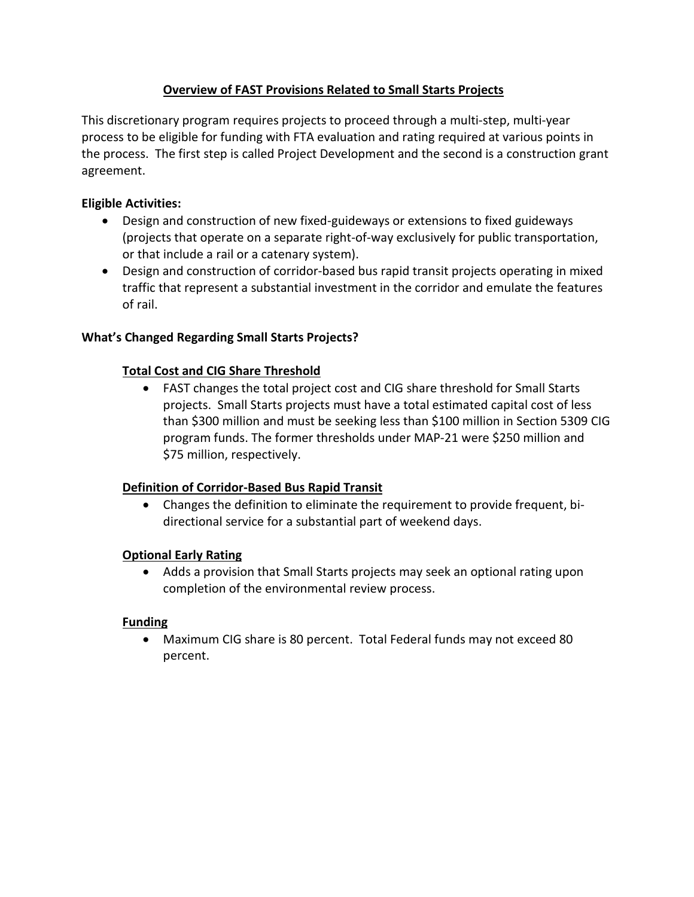## Overview of FAST Provisions Related to Small Starts Projects

This discretionary program requires projects to proceed through a multi-step, multi-year process to be eligible for funding with FTA evaluation and rating required at various points in the process. The first step is called Project Development and the second is a construction grant agreement.

**Eligible Activities:**

- Design and construction of new fixed-guideways or extensions to fixed guideways (projects that operate on a separate right-of-way exclusively for public transportation, or that include a rail or a catenary system).
- Design and construction of corridor-based bus rapid transit projects operating in mixed traffic that represent a substantial investment in the corridor and emulate the features of rail.

**What's Changed Regarding Small Starts Projects?**

### Total Cost and CIG Share Threshold

- FAST changes the total project cost and CIG share threshold for Small Starts projects. Small Starts projects must have a total estimated capital cost of less than $300 million and must be seeking less than $100 million in Section 5309 CIG program funds. The former thresholds under MAP-21 were $250 million and $75 million, respectively.

### Definition of Corridor-Based Bus Rapid Transit

- Changes the definition to eliminate the requirement to provide frequent, bi-directional service for a substantial part of weekend days.

### Optional Early Rating

- Adds a provision that Small Starts projects may seek an optional rating upon completion of the environmental review process.

### Funding

- Maximum CIG share is 80 percent. Total Federal funds may not exceed 80 percent.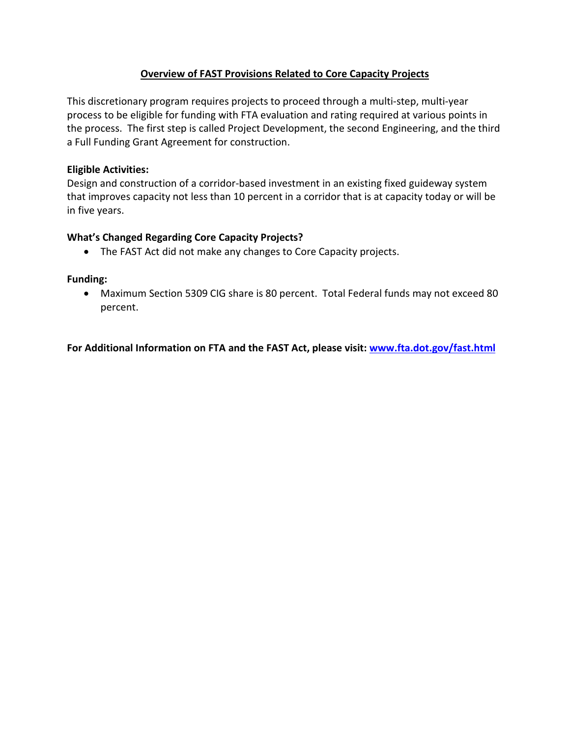## Overview of FAST Provisions Related to Core Capacity Projects

This discretionary program requires projects to proceed through a multi-step, multi-year process to be eligible for funding with FTA evaluation and rating required at various points in the process. The first step is called Project Development, the second Engineering, and the third a Full Funding Grant Agreement for construction.

**Eligible Activities:**

Design and construction of a corridor-based investment in an existing fixed guideway system that improves capacity not less than 10 percent in a corridor that is at capacity today or will be in five years.

**What's Changed Regarding Core Capacity Projects?**

- The FAST Act did not make any changes to Core Capacity projects.

**Funding:**

- Maximum Section 5309 CIG share is 80 percent. Total Federal funds may not exceed 80 percent.

**For Additional Information on FTA and the FAST Act, please visit: [www.fta.dot.gov/fast.html](http://www.fta.dot.gov/fast.html)**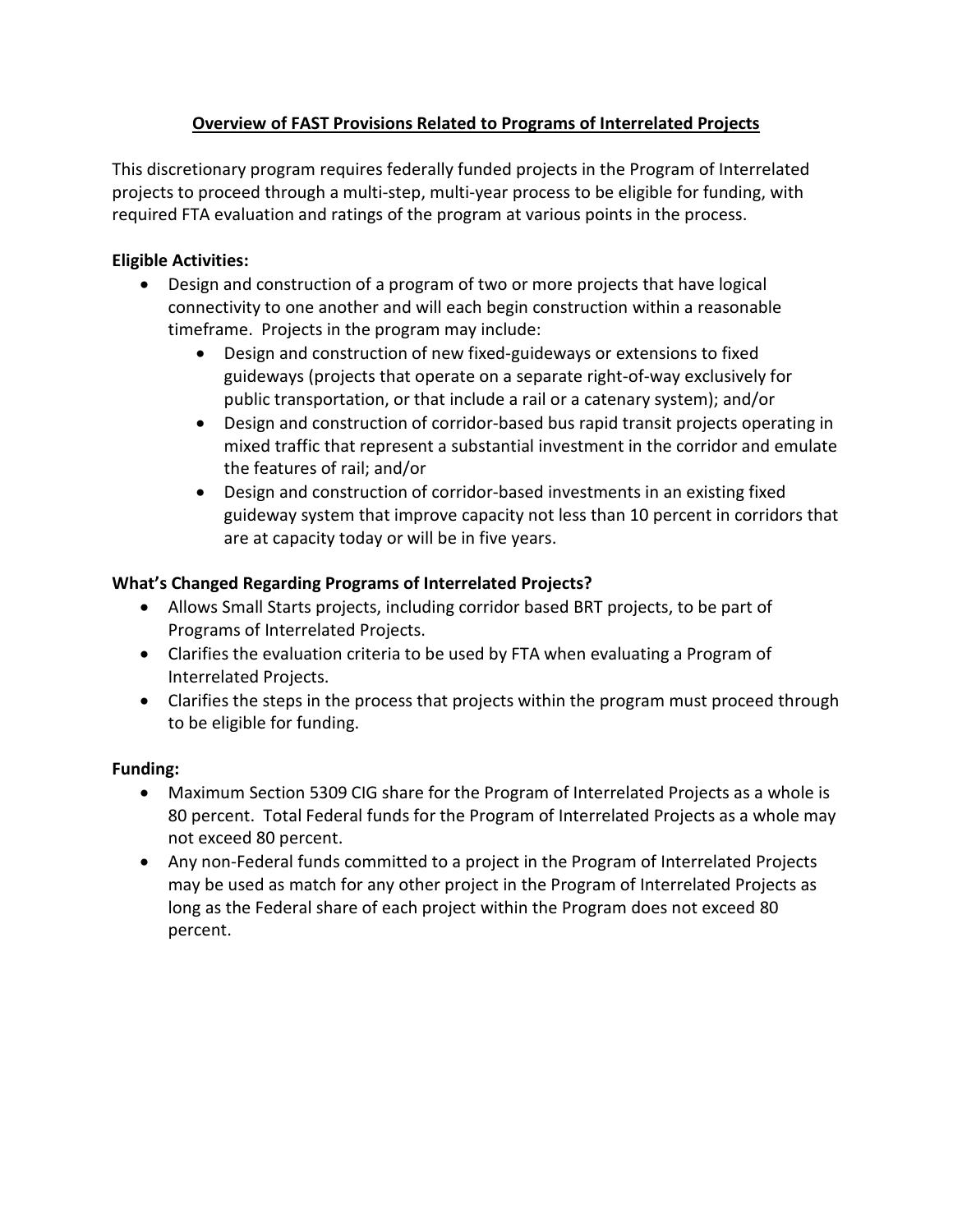## Overview of FAST Provisions Related to Programs of Interrelated Projects

This discretionary program requires federally funded projects in the Program of Interrelated projects to proceed through a multi-step, multi-year process to be eligible for funding, with required FTA evaluation and ratings of the program at various points in the process.

**Eligible Activities:**

- Design and construction of a program of two or more projects that have logical connectivity to one another and will each begin construction within a reasonable timeframe. Projects in the program may include:
  - Design and construction of new fixed-guideways or extensions to fixed guideways (projects that operate on a separate right-of-way exclusively for public transportation, or that include a rail or a catenary system); and/or
  - Design and construction of corridor-based bus rapid transit projects operating in mixed traffic that represent a substantial investment in the corridor and emulate the features of rail; and/or
  - Design and construction of corridor-based investments in an existing fixed guideway system that improve capacity not less than 10 percent in corridors that are at capacity today or will be in five years.

**What's Changed Regarding Programs of Interrelated Projects?**

- Allows Small Starts projects, including corridor based BRT projects, to be part of Programs of Interrelated Projects.
- Clarifies the evaluation criteria to be used by FTA when evaluating a Program of Interrelated Projects.
- Clarifies the steps in the process that projects within the program must proceed through to be eligible for funding.

**Funding:**

- Maximum Section 5309 CIG share for the Program of Interrelated Projects as a whole is 80 percent. Total Federal funds for the Program of Interrelated Projects as a whole may not exceed 80 percent.
- Any non-Federal funds committed to a project in the Program of Interrelated Projects may be used as match for any other project in the Program of Interrelated Projects as long as the Federal share of each project within the Program does not exceed 80 percent.